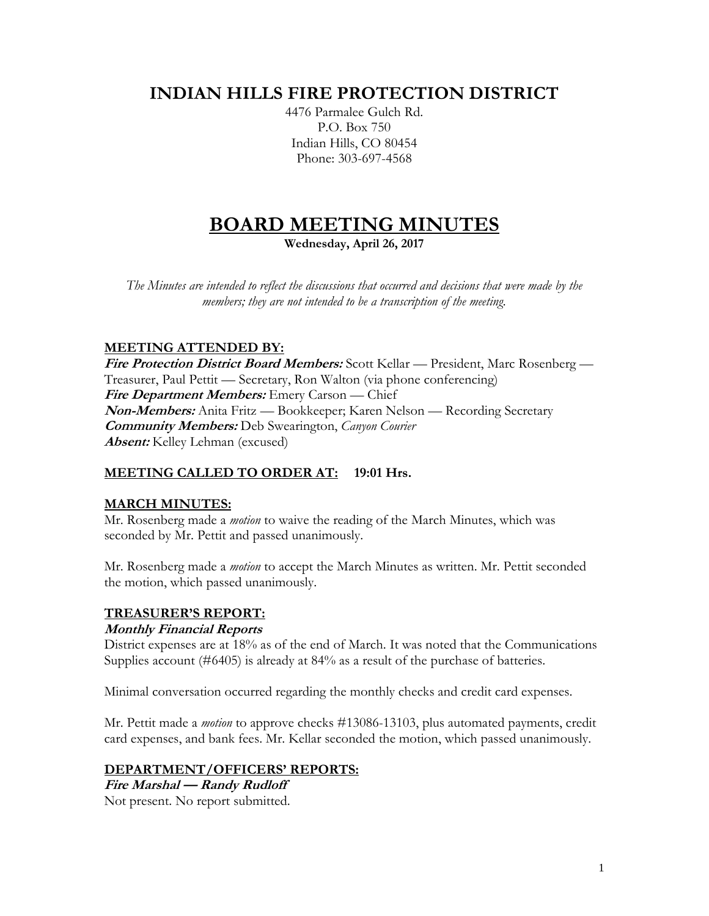# INDIAN HILLS FIRE PROTECTION DISTRICT

4476 Parmalee Gulch Rd.
P.O. Box 750
Indian Hills, CO 80454
Phone: 303-697-4568

# BOARD MEETING MINUTES

**Wednesday, April 26, 2017**

*The Minutes are intended to reflect the discussions that occurred and decisions that were made by the members; they are not intended to be a transcription of the meeting.*

## MEETING ATTENDED BY:

***Fire Protection District Board Members:*** Scott Kellar — President, Marc Rosenberg — Treasurer, Paul Pettit — Secretary, Ron Walton (via phone conferencing)
***Fire Department Members:*** Emery Carson — Chief
***Non-Members:*** Anita Fritz — Bookkeeper; Karen Nelson — Recording Secretary
***Community Members:*** Deb Swearington, *Canyon Courier*
***Absent:*** Kelley Lehman (excused)

## MEETING CALLED TO ORDER AT: 19:01 Hrs.

## MARCH MINUTES:

Mr. Rosenberg made a *motion* to waive the reading of the March Minutes, which was seconded by Mr. Pettit and passed unanimously.

Mr. Rosenberg made a *motion* to accept the March Minutes as written. Mr. Pettit seconded the motion, which passed unanimously.

## TREASURER'S REPORT:

### *Monthly Financial Reports*

District expenses are at 18% as of the end of March. It was noted that the Communications Supplies account (#6405) is already at 84% as a result of the purchase of batteries.

Minimal conversation occurred regarding the monthly checks and credit card expenses.

Mr. Pettit made a *motion* to approve checks #13086-13103, plus automated payments, credit card expenses, and bank fees. Mr. Kellar seconded the motion, which passed unanimously.

## DEPARTMENT/OFFICERS' REPORTS:

### *Fire Marshal — Randy Rudloff*

Not present. No report submitted.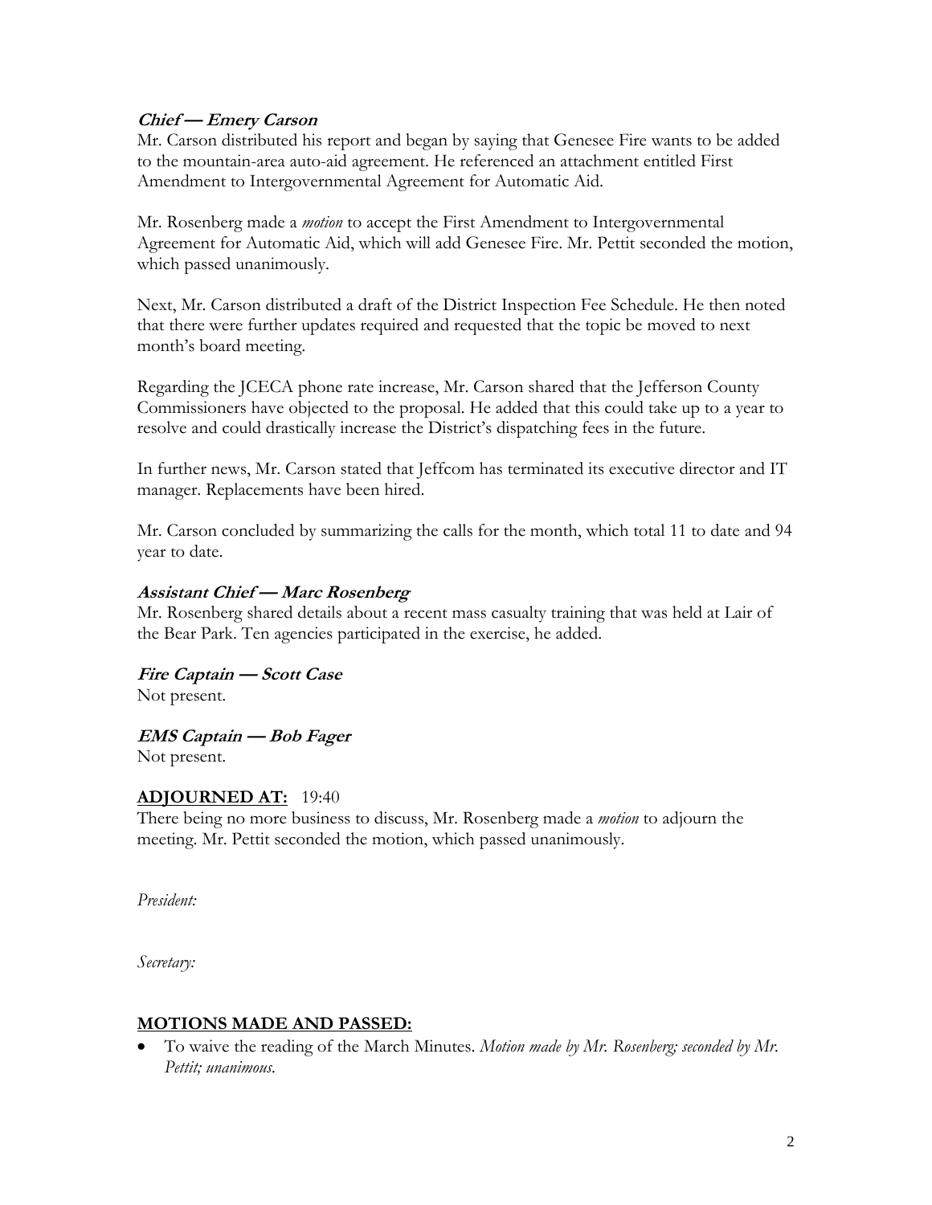***Chief — Emery Carson***

Mr. Carson distributed his report and began by saying that Genesee Fire wants to be added to the mountain-area auto-aid agreement. He referenced an attachment entitled First Amendment to Intergovernmental Agreement for Automatic Aid.

Mr. Rosenberg made a *motion* to accept the First Amendment to Intergovernmental Agreement for Automatic Aid, which will add Genesee Fire. Mr. Pettit seconded the motion, which passed unanimously.

Next, Mr. Carson distributed a draft of the District Inspection Fee Schedule. He then noted that there were further updates required and requested that the topic be moved to next month's board meeting.

Regarding the JCECA phone rate increase, Mr. Carson shared that the Jefferson County Commissioners have objected to the proposal. He added that this could take up to a year to resolve and could drastically increase the District's dispatching fees in the future.

In further news, Mr. Carson stated that Jeffcom has terminated its executive director and IT manager. Replacements have been hired.

Mr. Carson concluded by summarizing the calls for the month, which total 11 to date and 94 year to date.

***Assistant Chief — Marc Rosenberg***

Mr. Rosenberg shared details about a recent mass casualty training that was held at Lair of the Bear Park. Ten agencies participated in the exercise, he added.

***Fire Captain — Scott Case***

Not present.

***EMS Captain — Bob Fager***

Not present.

**ADJOURNED AT:** 19:40

There being no more business to discuss, Mr. Rosenberg made a *motion* to adjourn the meeting. Mr. Pettit seconded the motion, which passed unanimously.

*President:*

*Secretary:*

**MOTIONS MADE AND PASSED:**

- To waive the reading of the March Minutes. *Motion made by Mr. Rosenberg; seconded by Mr. Pettit; unanimous.*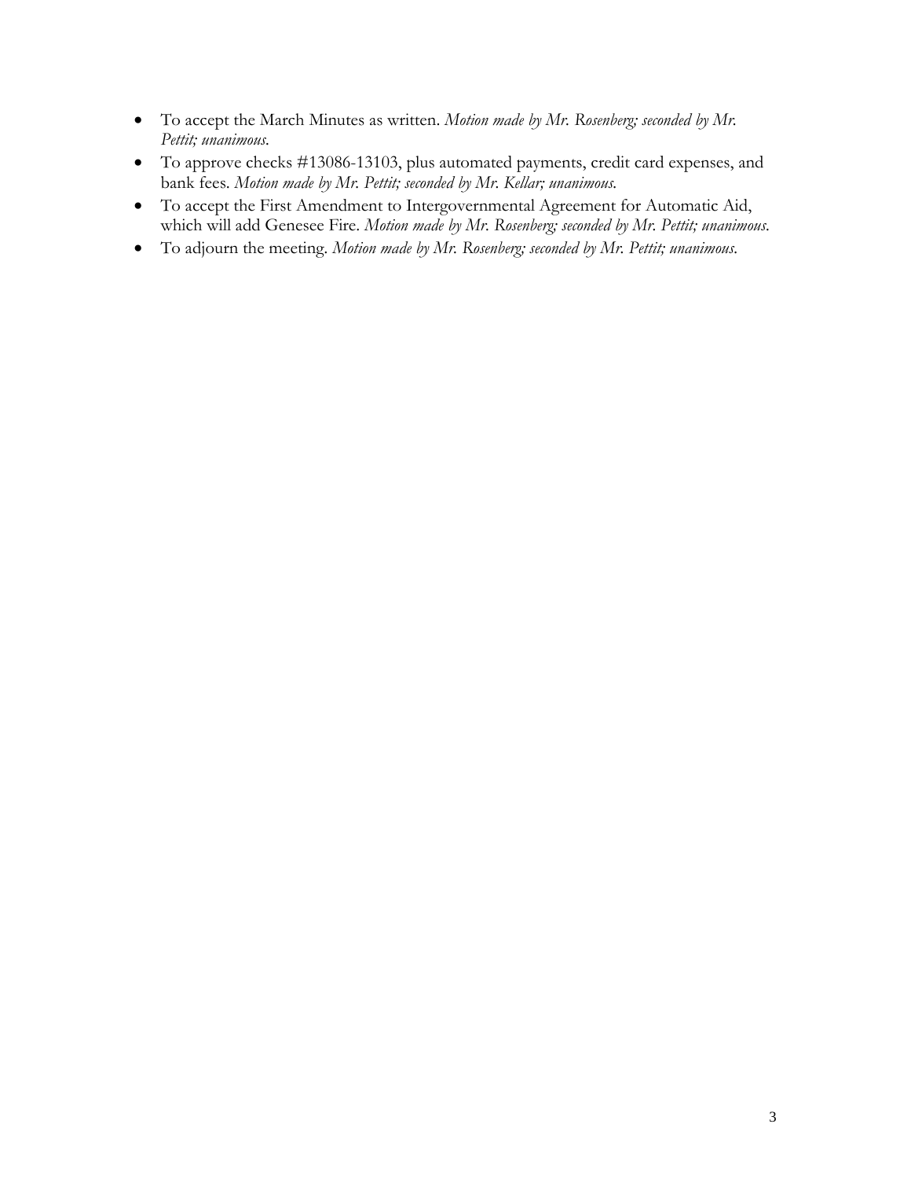- To accept the March Minutes as written. *Motion made by Mr. Rosenberg; seconded by Mr. Pettit; unanimous.*
- To approve checks #13086-13103, plus automated payments, credit card expenses, and bank fees. *Motion made by Mr. Pettit; seconded by Mr. Kellar; unanimous.*
- To accept the First Amendment to Intergovernmental Agreement for Automatic Aid, which will add Genesee Fire. *Motion made by Mr. Rosenberg; seconded by Mr. Pettit; unanimous.*
- To adjourn the meeting. *Motion made by Mr. Rosenberg; seconded by Mr. Pettit; unanimous.*